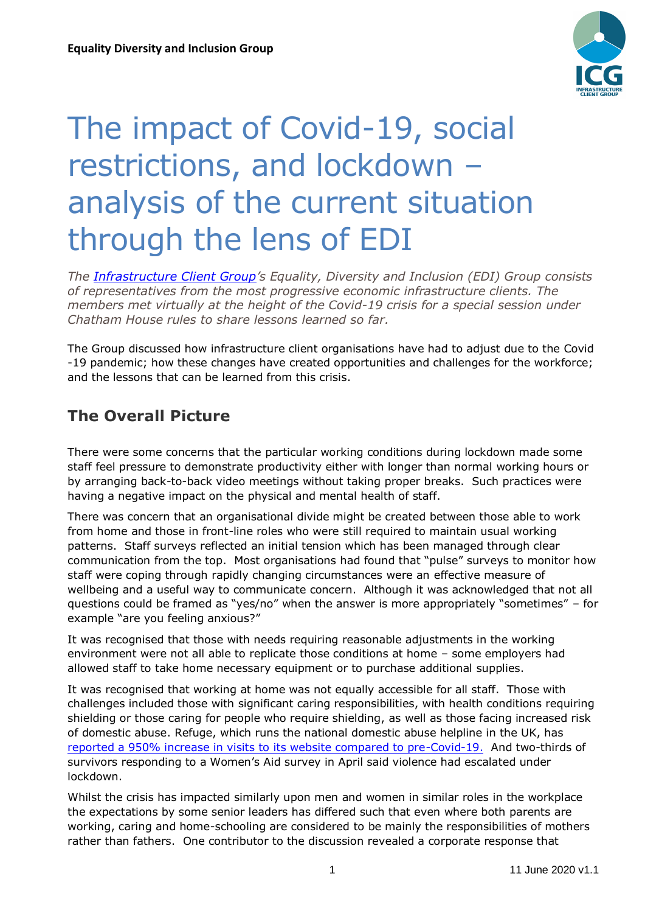**Equality Diversity and Inclusion Group**

# The impact of Covid-19, social restrictions, and lockdown – analysis of the current situation through the lens of EDI

*The [Infrastructure Client Group](#)'s Equality, Diversity and Inclusion (EDI) Group consists of representatives from the most progressive economic infrastructure clients. The members met virtually at the height of the Covid-19 crisis for a special session under Chatham House rules to share lessons learned so far.*

The Group discussed how infrastructure client organisations have had to adjust due to the Covid -19 pandemic; how these changes have created opportunities and challenges for the workforce; and the lessons that can be learned from this crisis.

## The Overall Picture

There were some concerns that the particular working conditions during lockdown made some staff feel pressure to demonstrate productivity either with longer than normal working hours or by arranging back-to-back video meetings without taking proper breaks. Such practices were having a negative impact on the physical and mental health of staff.

There was concern that an organisational divide might be created between those able to work from home and those in front-line roles who were still required to maintain usual working patterns. Staff surveys reflected an initial tension which has been managed through clear communication from the top. Most organisations had found that "pulse" surveys to monitor how staff were coping through rapidly changing circumstances were an effective measure of wellbeing and a useful way to communicate concern. Although it was acknowledged that not all questions could be framed as "yes/no" when the answer is more appropriately "sometimes" – for example "are you feeling anxious?"

It was recognised that those with needs requiring reasonable adjustments in the working environment were not all able to replicate those conditions at home – some employers had allowed staff to take home necessary equipment or to purchase additional supplies.

It was recognised that working at home was not equally accessible for all staff. Those with challenges included those with significant caring responsibilities, with health conditions requiring shielding or those caring for people who require shielding, as well as those facing increased risk of domestic abuse. Refuge, which runs the national domestic abuse helpline in the UK, has [reported a 950% increase in visits to its website compared to pre-Covid-19.](#) And two-thirds of survivors responding to a Women's Aid survey in April said violence had escalated under lockdown.

Whilst the crisis has impacted similarly upon men and women in similar roles in the workplace the expectations by some senior leaders has differed such that even where both parents are working, caring and home-schooling are considered to be mainly the responsibilities of mothers rather than fathers. One contributor to the discussion revealed a corporate response that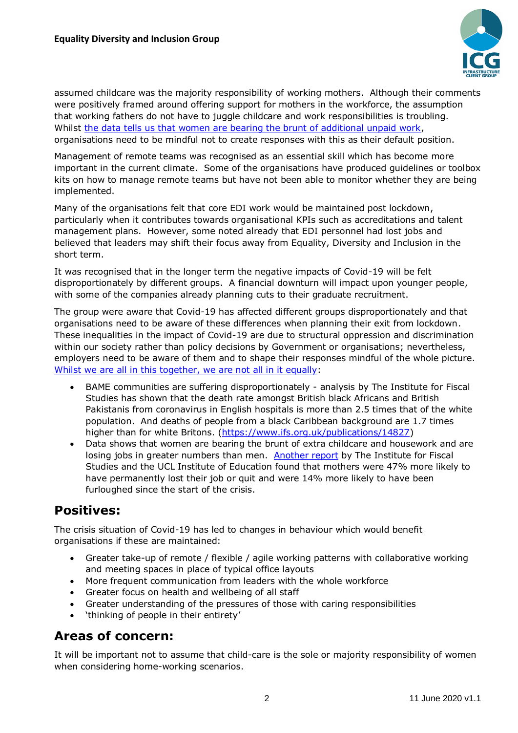assumed childcare was the majority responsibility of working mothers. Although their comments were positively framed around offering support for mothers in the workforce, the assumption that working fathers do not have to juggle childcare and work responsibilities is troubling. Whilst the data tells us that women are bearing the brunt of additional unpaid work, organisations need to be mindful not to create responses with this as their default position.

Management of remote teams was recognised as an essential skill which has become more important in the current climate. Some of the organisations have produced guidelines or toolbox kits on how to manage remote teams but have not been able to monitor whether they are being implemented.

Many of the organisations felt that core EDI work would be maintained post lockdown, particularly when it contributes towards organisational KPIs such as accreditations and talent management plans. However, some noted already that EDI personnel had lost jobs and believed that leaders may shift their focus away from Equality, Diversity and Inclusion in the short term.

It was recognised that in the longer term the negative impacts of Covid-19 will be felt disproportionately by different groups. A financial downturn will impact upon younger people, with some of the companies already planning cuts to their graduate recruitment.

The group were aware that Covid-19 has affected different groups disproportionately and that organisations need to be aware of these differences when planning their exit from lockdown. These inequalities in the impact of Covid-19 are due to structural oppression and discrimination within our society rather than policy decisions by Government or organisations; nevertheless, employers need to be aware of them and to shape their responses mindful of the whole picture. Whilst we are all in this together, we are not all in it equally:

- BAME communities are suffering disproportionately - analysis by The Institute for Fiscal Studies has shown that the death rate amongst British black Africans and British Pakistanis from coronavirus in English hospitals is more than 2.5 times that of the white population. And deaths of people from a black Caribbean background are 1.7 times higher than for white Britons. (https://www.ifs.org.uk/publications/14827)
- Data shows that women are bearing the brunt of extra childcare and housework and are losing jobs in greater numbers than men. Another report by The Institute for Fiscal Studies and the UCL Institute of Education found that mothers were 47% more likely to have permanently lost their job or quit and were 14% more likely to have been furloughed since the start of the crisis.

## Positives:

The crisis situation of Covid-19 has led to changes in behaviour which would benefit organisations if these are maintained:

- Greater take-up of remote / flexible / agile working patterns with collaborative working and meeting spaces in place of typical office layouts
- More frequent communication from leaders with the whole workforce
- Greater focus on health and wellbeing of all staff
- Greater understanding of the pressures of those with caring responsibilities
- 'thinking of people in their entirety'

## Areas of concern:

It will be important not to assume that child-care is the sole or majority responsibility of women when considering home-working scenarios.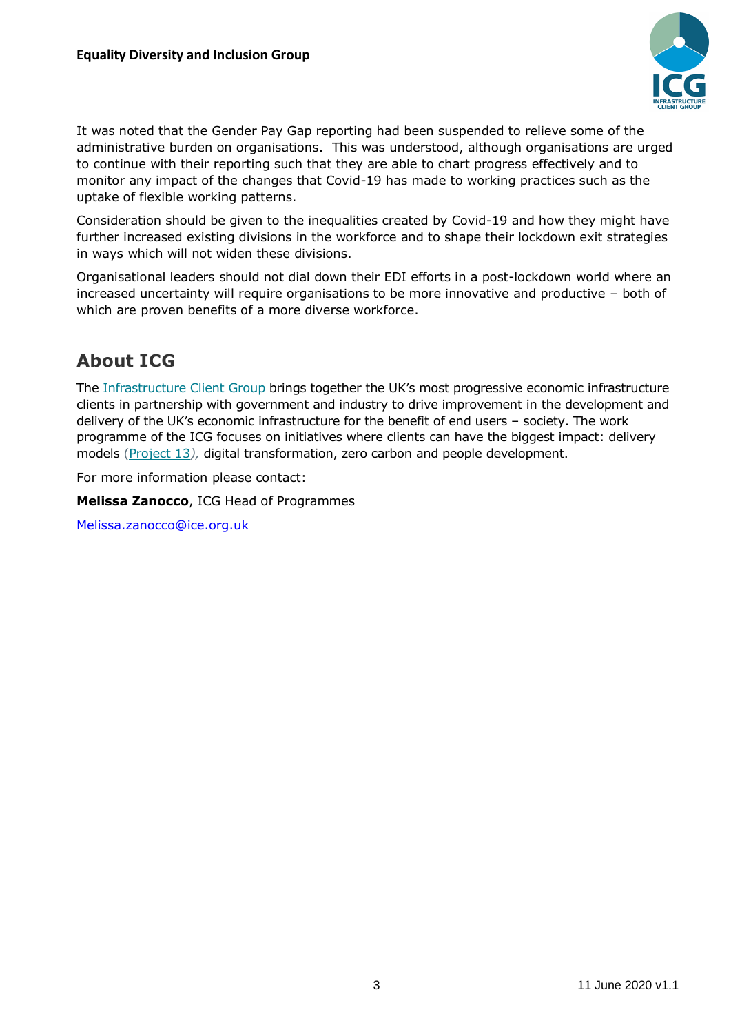It was noted that the Gender Pay Gap reporting had been suspended to relieve some of the administrative burden on organisations. This was understood, although organisations are urged to continue with their reporting such that they are able to chart progress effectively and to monitor any impact of the changes that Covid-19 has made to working practices such as the uptake of flexible working patterns.

Consideration should be given to the inequalities created by Covid-19 and how they might have further increased existing divisions in the workforce and to shape their lockdown exit strategies in ways which will not widen these divisions.

Organisational leaders should not dial down their EDI efforts in a post-lockdown world where an increased uncertainty will require organisations to be more innovative and productive – both of which are proven benefits of a more diverse workforce.

## About ICG

The Infrastructure Client Group brings together the UK's most progressive economic infrastructure clients in partnership with government and industry to drive improvement in the development and delivery of the UK's economic infrastructure for the benefit of end users – society. The work programme of the ICG focuses on initiatives where clients can have the biggest impact: delivery models (Project 13), digital transformation, zero carbon and people development.

For more information please contact:

**Melissa Zanocco**, ICG Head of Programmes

Melissa.zanocco@ice.org.uk